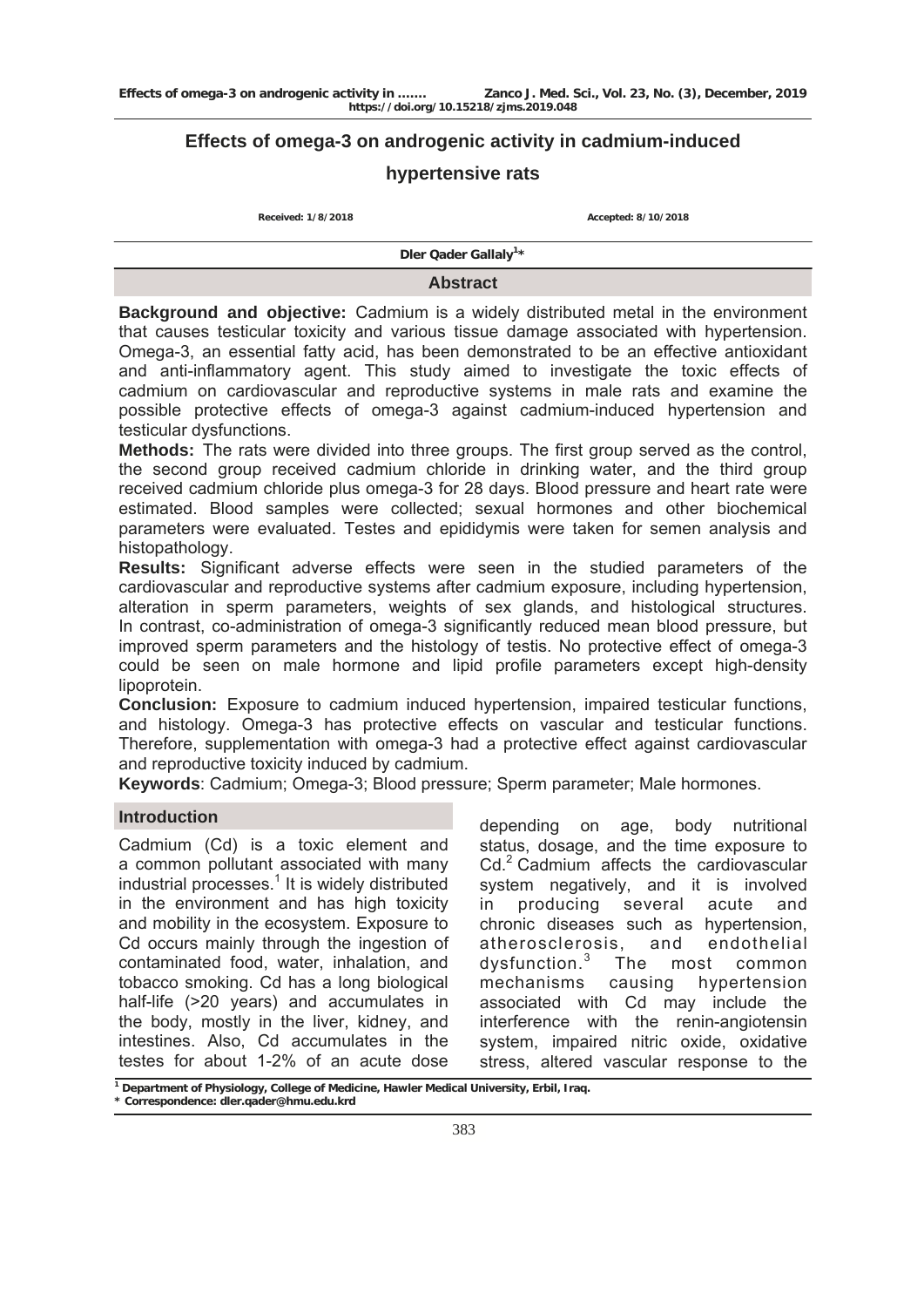# Effects of omega-3 on androgenic activity in cadmium-induced hypertensive rats

Received: 1/8/2018 Accepted: 8/10/2018

Dler Qader Gallaly[1]*

## Abstract

**Background and objective:** Cadmium is a widely distributed metal in the environment that causes testicular toxicity and various tissue damage associated with hypertension. Omega-3, an essential fatty acid, has been demonstrated to be an effective antioxidant and anti-inflammatory agent. This study aimed to investigate the toxic effects of cadmium on cardiovascular and reproductive systems in male rats and examine the possible protective effects of omega-3 against cadmium-induced hypertension and testicular dysfunctions.

**Methods:** The rats were divided into three groups. The first group served as the control, the second group received cadmium chloride in drinking water, and the third group received cadmium chloride plus omega-3 for 28 days. Blood pressure and heart rate were estimated. Blood samples were collected; sexual hormones and other biochemical parameters were evaluated. Testes and epididymis were taken for semen analysis and histopathology.

**Results:** Significant adverse effects were seen in the studied parameters of the cardiovascular and reproductive systems after cadmium exposure, including hypertension, alteration in sperm parameters, weights of sex glands, and histological structures. In contrast, co-administration of omega-3 significantly reduced mean blood pressure, but improved sperm parameters and the histology of testis. No protective effect of omega-3 could be seen on male hormone and lipid profile parameters except high-density lipoprotein.

**Conclusion:** Exposure to cadmium induced hypertension, impaired testicular functions, and histology. Omega-3 has protective effects on vascular and testicular functions. Therefore, supplementation with omega-3 had a protective effect against cardiovascular and reproductive toxicity induced by cadmium.

**Keywords**: Cadmium; Omega-3; Blood pressure; Sperm parameter; Male hormones.

## Introduction

Cadmium (Cd) is a toxic element and a common pollutant associated with many industrial processes.[1] It is widely distributed in the environment and has high toxicity and mobility in the ecosystem. Exposure to Cd occurs mainly through the ingestion of contaminated food, water, inhalation, and tobacco smoking. Cd has a long biological half-life (>20 years) and accumulates in the body, mostly in the liver, kidney, and intestines. Also, Cd accumulates in the testes for about 1-2% of an acute dose depending on age, body nutritional status, dosage, and the time exposure to Cd.[2] Cadmium affects the cardiovascular system negatively, and it is involved in producing several acute and chronic diseases such as hypertension, atherosclerosis, and endothelial dysfunction.[3] The most common mechanisms causing hypertension associated with Cd may include the interference with the renin-angiotensin system, impaired nitric oxide, oxidative stress, altered vascular response to the

[1] Department of Physiology, College of Medicine, Hawler Medical University, Erbil, Iraq.
* Correspondence: dler.qader@hmu.edu.krd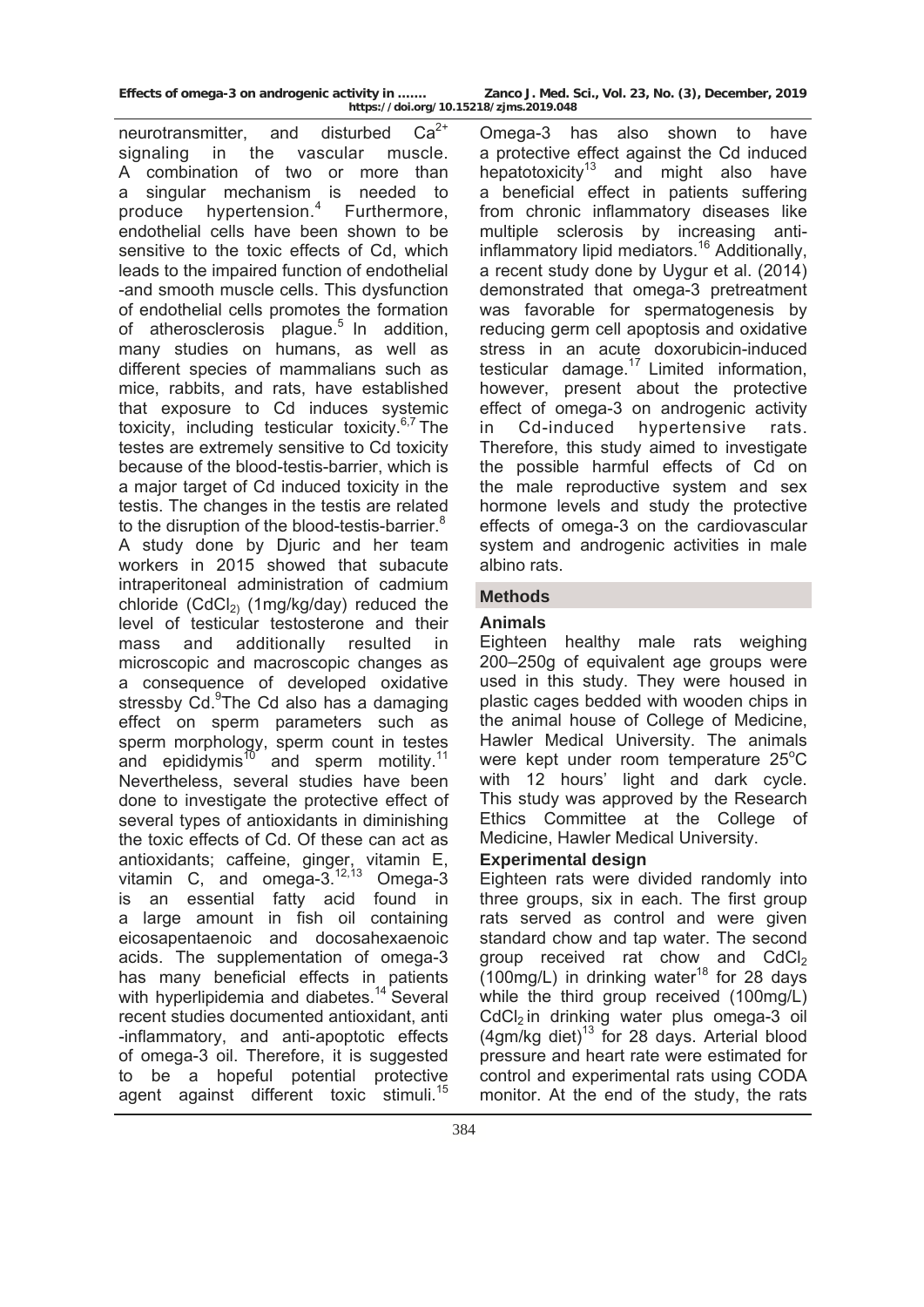neurotransmitter, and disturbed $Ca^{2+}$ signaling in the vascular muscle. A combination of two or more than a singular mechanism is needed to produce hypertension.[4] Furthermore, endothelial cells have been shown to be sensitive to the toxic effects of Cd, which leads to the impaired function of endothelial -and smooth muscle cells. This dysfunction of endothelial cells promotes the formation of atherosclerosis plaque.[5] In addition, many studies on humans, as well as different species of mammalians such as mice, rabbits, and rats, have established that exposure to Cd induces systemic toxicity, including testicular toxicity.[6,7] The testes are extremely sensitive to Cd toxicity because of the blood-testis-barrier, which is a major target of Cd induced toxicity in the testis. The changes in the testis are related to the disruption of the blood-testis-barrier.[8] A study done by Djuric and her team workers in 2015 showed that subacute intraperitoneal administration of cadmium chloride ($CdCl_2$) (1mg/kg/day) reduced the level of testicular testosterone and their mass and additionally resulted in microscopic and macroscopic changes as a consequence of developed oxidative stressby Cd.[9]The Cd also has a damaging effect on sperm parameters such as sperm morphology, sperm count in testes and epididymis[10] and sperm motility.[11] Nevertheless, several studies have been done to investigate the protective effect of several types of antioxidants in diminishing the toxic effects of Cd. Of these can act as antioxidants; caffeine, ginger, vitamin E, vitamin C, and omega-3.[12,13] Omega-3 is an essential fatty acid found in a large amount in fish oil containing eicosapentaenoic and docosahexaenoic acids. The supplementation of omega-3 has many beneficial effects in patients with hyperlipidemia and diabetes.[14] Several recent studies documented antioxidant, anti -inflammatory, and anti-apoptotic effects of omega-3 oil. Therefore, it is suggested to be a hopeful potential protective agent against different toxic stimuli.[15] Omega-3 has also shown to have a protective effect against the Cd induced hepatotoxicity[13] and might also have a beneficial effect in patients suffering from chronic inflammatory diseases like multiple sclerosis by increasing anti-inflammatory lipid mediators.[16] Additionally, a recent study done by Uygur et al. (2014) demonstrated that omega-3 pretreatment was favorable for spermatogenesis by reducing germ cell apoptosis and oxidative stress in an acute doxorubicin-induced testicular damage.[17] Limited information, however, present about the protective effect of omega-3 on androgenic activity in Cd-induced hypertensive rats. Therefore, this study aimed to investigate the possible harmful effects of Cd on the male reproductive system and sex hormone levels and study the protective effects of omega-3 on the cardiovascular system and androgenic activities in male albino rats.

## Methods

### Animals

Eighteen healthy male rats weighing 200–250g of equivalent age groups were used in this study. They were housed in plastic cages bedded with wooden chips in the animal house of College of Medicine, Hawler Medical University. The animals were kept under room temperature 25°C with 12 hours' light and dark cycle. This study was approved by the Research Ethics Committee at the College of Medicine, Hawler Medical University.

### Experimental design

Eighteen rats were divided randomly into three groups, six in each. The first group rats served as control and were given standard chow and tap water. The second group received rat chow and $CdCl_2$ (100mg/L) in drinking water[18] for 28 days while the third group received (100mg/L) $CdCl_2$ in drinking water plus omega-3 oil (4gm/kg diet)[13] for 28 days. Arterial blood pressure and heart rate were estimated for control and experimental rats using CODA monitor. At the end of the study, the rats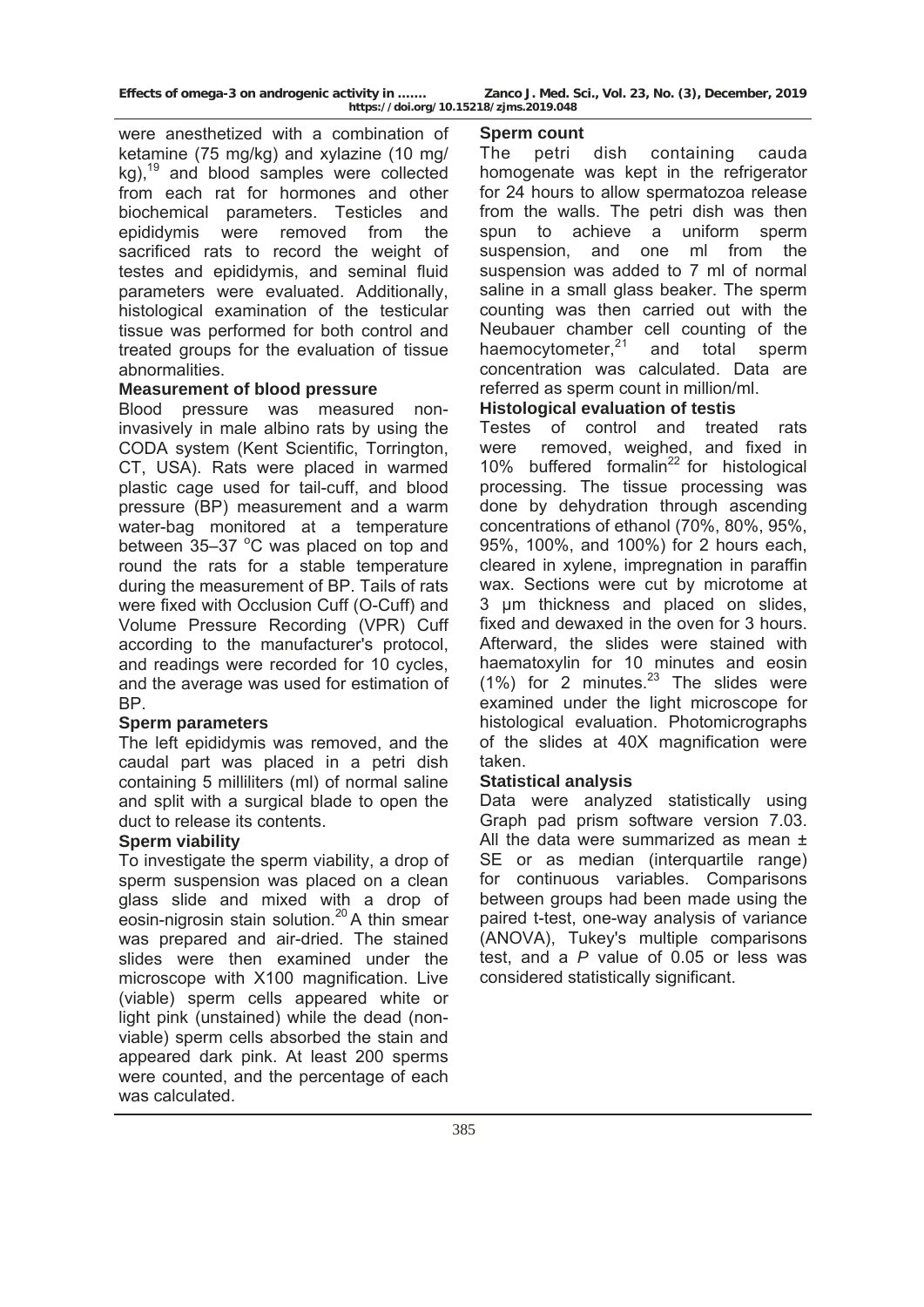were anesthetized with a combination of ketamine (75 mg/kg) and xylazine (10 mg/kg),[19] and blood samples were collected from each rat for hormones and other biochemical parameters. Testicles and epididymis were removed from the sacrificed rats to record the weight of testes and epididymis, and seminal fluid parameters were evaluated. Additionally, histological examination of the testicular tissue was performed for both control and treated groups for the evaluation of tissue abnormalities.

### Measurement of blood pressure

Blood pressure was measured non-invasively in male albino rats by using the CODA system (Kent Scientific, Torrington, CT, USA). Rats were placed in warmed plastic cage used for tail-cuff, and blood pressure (BP) measurement and a warm water-bag monitored at a temperature between 35–37 °C was placed on top and round the rats for a stable temperature during the measurement of BP. Tails of rats were fixed with Occlusion Cuff (O-Cuff) and Volume Pressure Recording (VPR) Cuff according to the manufacturer's protocol, and readings were recorded for 10 cycles, and the average was used for estimation of BP.

### Sperm parameters

The left epididymis was removed, and the caudal part was placed in a petri dish containing 5 milliliters (ml) of normal saline and split with a surgical blade to open the duct to release its contents.

### Sperm viability

To investigate the sperm viability, a drop of sperm suspension was placed on a clean glass slide and mixed with a drop of eosin-nigrosin stain solution.[20] A thin smear was prepared and air-dried. The stained slides were then examined under the microscope with X100 magnification. Live (viable) sperm cells appeared white or light pink (unstained) while the dead (non-viable) sperm cells absorbed the stain and appeared dark pink. At least 200 sperms were counted, and the percentage of each was calculated.

### Sperm count

The petri dish containing cauda homogenate was kept in the refrigerator for 24 hours to allow spermatozoa release from the walls. The petri dish was then spun to achieve a uniform sperm suspension, and one ml from the suspension was added to 7 ml of normal saline in a small glass beaker. The sperm counting was then carried out with the Neubauer chamber cell counting of the haemocytometer,[21] and total sperm concentration was calculated. Data are referred as sperm count in million/ml.

### Histological evaluation of testis

Testes of control and treated rats were removed, weighed, and fixed in 10% buffered formalin[22] for histological processing. The tissue processing was done by dehydration through ascending concentrations of ethanol (70%, 80%, 95%, 95%, 100%, and 100%) for 2 hours each, cleared in xylene, impregnation in paraffin wax. Sections were cut by microtome at 3 µm thickness and placed on slides, fixed and dewaxed in the oven for 3 hours. Afterward, the slides were stained with haematoxylin for 10 minutes and eosin (1%) for 2 minutes.[23] The slides were examined under the light microscope for histological evaluation. Photomicrographs of the slides at 40X magnification were taken.

### Statistical analysis

Data were analyzed statistically using Graph pad prism software version 7.03. All the data were summarized as mean ± SE or as median (interquartile range) for continuous variables. Comparisons between groups had been made using the paired t-test, one-way analysis of variance (ANOVA), Tukey's multiple comparisons test, and a *P* value of 0.05 or less was considered statistically significant.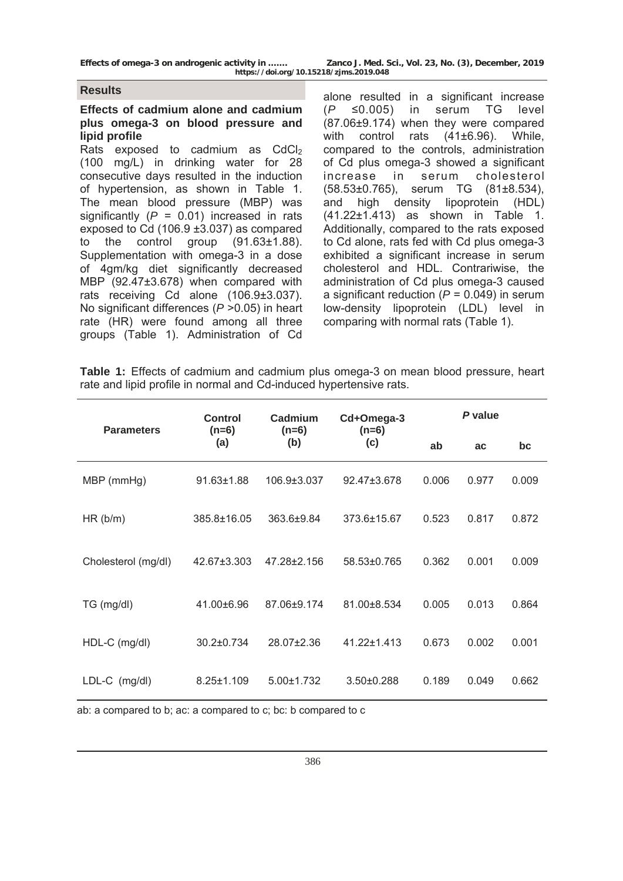## Results

### Effects of cadmium alone and cadmium plus omega-3 on blood pressure and lipid profile

Rats exposed to cadmium as $CdCl_2$ (100 mg/L) in drinking water for 28 consecutive days resulted in the induction of hypertension, as shown in Table 1. The mean blood pressure (MBP) was significantly ($P$ = 0.01) increased in rats exposed to Cd (106.9 ±3.037) as compared to the control group (91.63±1.88). Supplementation with omega-3 in a dose of 4gm/kg diet significantly decreased MBP (92.47±3.678) when compared with rats receiving Cd alone (106.9±3.037). No significant differences ($P$ >0.05) in heart rate (HR) were found among all three groups (Table 1). Administration of Cd alone resulted in a significant increase ($P$ ≤0.005) in serum TG level (87.06±9.174) when they were compared with control rats (41±6.96). While, compared to the controls, administration of Cd plus omega-3 showed a significant increase in serum cholesterol (58.53±0.765), serum TG (81±8.534), and high density lipoprotein (HDL) (41.22±1.413) as shown in Table 1. Additionally, compared to the rats exposed to Cd alone, rats fed with Cd plus omega-3 exhibited a significant increase in serum cholesterol and HDL. Contrariwise, the administration of Cd plus omega-3 caused a significant reduction ($P$ = 0.049) in serum low-density lipoprotein (LDL) level in comparing with normal rats (Table 1).

**Table 1:** Effects of cadmium and cadmium plus omega-3 on mean blood pressure, heart rate and lipid profile in normal and Cd-induced hypertensive rats.

| Parameters | Control (n=6) (a) | Cadmium (n=6) (b) | Cd+Omega-3 (n=6) (c) | *P* value | | |
|---|---|---|---|---|---|---|
| | | | | ab | ac | bc |
| MBP (mmHg) | 91.63±1.88 | 106.9±3.037 | 92.47±3.678 | 0.006 | 0.977 | 0.009 |
| HR (b/m) | 385.8±16.05 | 363.6±9.84 | 373.6±15.67 | 0.523 | 0.817 | 0.872 |
| Cholesterol (mg/dl) | 42.67±3.303 | 47.28±2.156 | 58.53±0.765 | 0.362 | 0.001 | 0.009 |
| TG (mg/dl) | 41.00±6.96 | 87.06±9.174 | 81.00±8.534 | 0.005 | 0.013 | 0.864 |
| HDL-C (mg/dl) | 30.2±0.734 | 28.07±2.36 | 41.22±1.413 | 0.673 | 0.002 | 0.001 |
| LDL-C (mg/dl) | 8.25±1.109 | 5.00±1.732 | 3.50±0.288 | 0.189 | 0.049 | 0.662 |

ab: a compared to b; ac: a compared to c; bc: b compared to c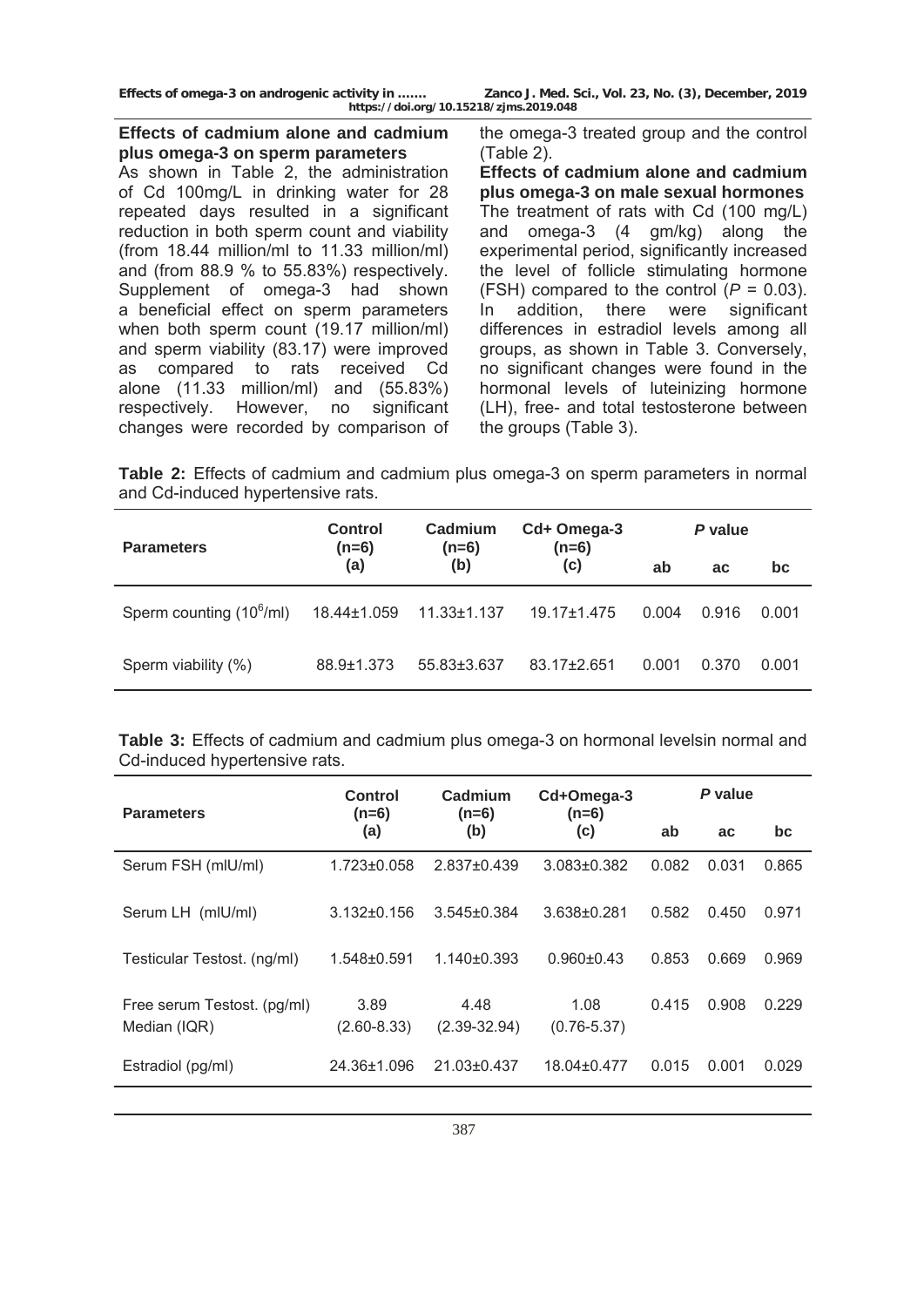### Effects of cadmium alone and cadmium plus omega-3 on sperm parameters

As shown in Table 2, the administration of Cd 100mg/L in drinking water for 28 repeated days resulted in a significant reduction in both sperm count and viability (from 18.44 million/ml to 11.33 million/ml) and (from 88.9 % to 55.83%) respectively. Supplement of omega-3 had shown a beneficial effect on sperm parameters when both sperm count (19.17 million/ml) and sperm viability (83.17) were improved as compared to rats received Cd alone (11.33 million/ml) and (55.83%) respectively. However, no significant changes were recorded by comparison of the omega-3 treated group and the control (Table 2).

### Effects of cadmium alone and cadmium plus omega-3 on male sexual hormones

The treatment of rats with Cd (100 mg/L) and omega-3 (4 gm/kg) along the experimental period, significantly increased the level of follicle stimulating hormone (FSH) compared to the control (*P* = 0.03). In addition, there were significant differences in estradiol levels among all groups, as shown in Table 3. Conversely, no significant changes were found in the hormonal levels of luteinizing hormone (LH), free- and total testosterone between the groups (Table 3).

**Table 2:** Effects of cadmium and cadmium plus omega-3 on sperm parameters in normal and Cd-induced hypertensive rats.

| Parameters | Control (n=6) (a) | Cadmium (n=6) (b) | Cd+ Omega-3 (n=6) (c) | *P* value | | |
|---|---|---|---|---|---|---|
| | | | | ab | ac | bc |
| Sperm counting ($10^6$/ml) | 18.44±1.059 | 11.33±1.137 | 19.17±1.475 | 0.004 | 0.916 | 0.001 |
| Sperm viability (%) | 88.9±1.373 | 55.83±3.637 | 83.17±2.651 | 0.001 | 0.370 | 0.001 |

**Table 3:** Effects of cadmium and cadmium plus omega-3 on hormonal levelsin normal and Cd-induced hypertensive rats.

| Parameters | Control (n=6) (a) | Cadmium (n=6) (b) | Cd+Omega-3 (n=6) (c) | *P* value | | |
|---|---|---|---|---|---|---|
| | | | | ab | ac | bc |
| Serum FSH (mlU/ml) | 1.723±0.058 | 2.837±0.439 | 3.083±0.382 | 0.082 | 0.031 | 0.865 |
| Serum LH (mlU/ml) | 3.132±0.156 | 3.545±0.384 | 3.638±0.281 | 0.582 | 0.450 | 0.971 |
| Testicular Testost. (ng/ml) | 1.548±0.591 | 1.140±0.393 | 0.960±0.43 | 0.853 | 0.669 | 0.969 |
| Free serum Testost. (pg/ml) Median (IQR) | 3.89 (2.60-8.33) | 4.48 (2.39-32.94) | 1.08 (0.76-5.37) | 0.415 | 0.908 | 0.229 |
| Estradiol (pg/ml) | 24.36±1.096 | 21.03±0.437 | 18.04±0.477 | 0.015 | 0.001 | 0.029 |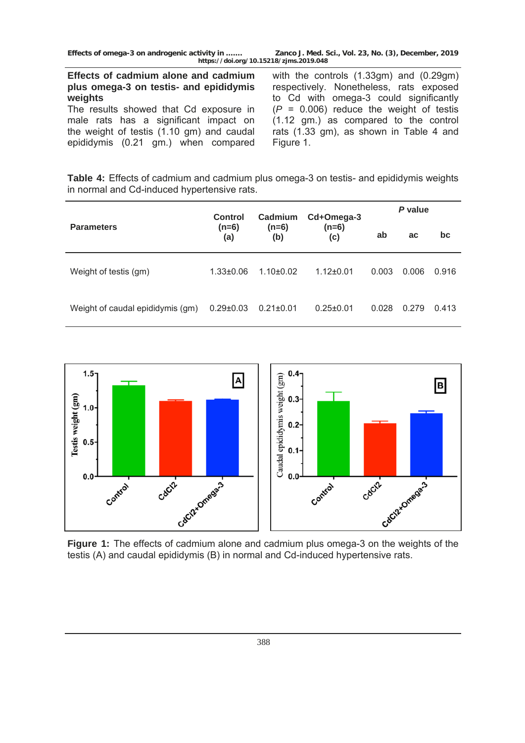### Effects of cadmium alone and cadmium plus omega-3 on testis- and epididymis weights

The results showed that Cd exposure in male rats has a significant impact on the weight of testis (1.10 gm) and caudal epididymis (0.21 gm.) when compared with the controls (1.33gm) and (0.29gm) respectively. Nonetheless, rats exposed to Cd with omega-3 could significantly (*P* = 0.006) reduce the weight of testis (1.12 gm.) as compared to the control rats (1.33 gm), as shown in Table 4 and Figure 1.

**Table 4:** Effects of cadmium and cadmium plus omega-3 on testis- and epididymis weights in normal and Cd-induced hypertensive rats.

| Parameters | Control (n=6) (a) | Cadmium (n=6) (b) | Cd+Omega-3 (n=6) (c) | *P* value | | |
|---|---|---|---|---|---|---|
| | | | | ab | ac | bc |
| Weight of testis (gm) | 1.33±0.06 | 1.10±0.02 | 1.12±0.01 | 0.003 | 0.006 | 0.916 |
| Weight of caudal epididymis (gm) | 0.29±0.03 | 0.21±0.01 | 0.25±0.01 | 0.028 | 0.279 | 0.413 |

**Figure 1:** The effects of cadmium alone and cadmium plus omega-3 on the weights of the testis (A) and caudal epididymis (B) in normal and Cd-induced hypertensive rats.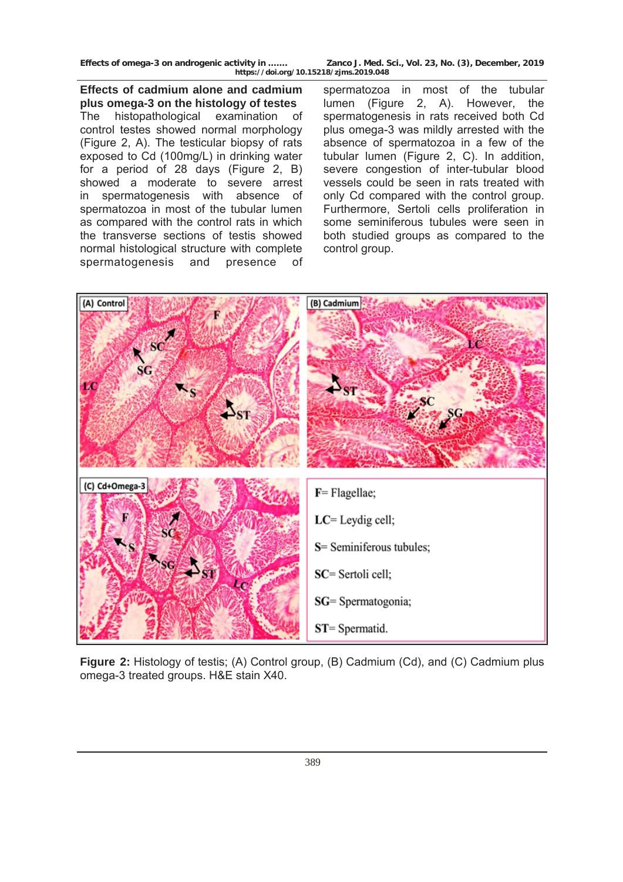### Effects of cadmium alone and cadmium plus omega-3 on the histology of testes

The histopathological examination of control testes showed normal morphology (Figure 2, A). The testicular biopsy of rats exposed to Cd (100mg/L) in drinking water for a period of 28 days (Figure 2, B) showed a moderate to severe arrest in spermatogenesis with absence of spermatozoa in most of the tubular lumen as compared with the control rats in which the transverse sections of testis showed normal histological structure with complete spermatogenesis and presence of spermatozoa in most of the tubular lumen (Figure 2, A). However, the spermatogenesis in rats received both Cd plus omega-3 was mildly arrested with the absence of spermatozoa in a few of the tubular lumen (Figure 2, C). In addition, severe congestion of inter-tubular blood vessels could be seen in rats treated with only Cd compared with the control group. Furthermore, Sertoli cells proliferation in some seminiferous tubules were seen in both studied groups as compared to the control group.

(A) Control | (B) Cadmium | (C) Cd+Omega-3

F= Flagellae;
LC= Leydig cell;
S= Seminiferous tubules;
SC= Sertoli cell;
SG= Spermatogonia;
ST= Spermatid.

**Figure 2:** Histology of testis; (A) Control group, (B) Cadmium (Cd), and (C) Cadmium plus omega-3 treated groups. H&E stain X40.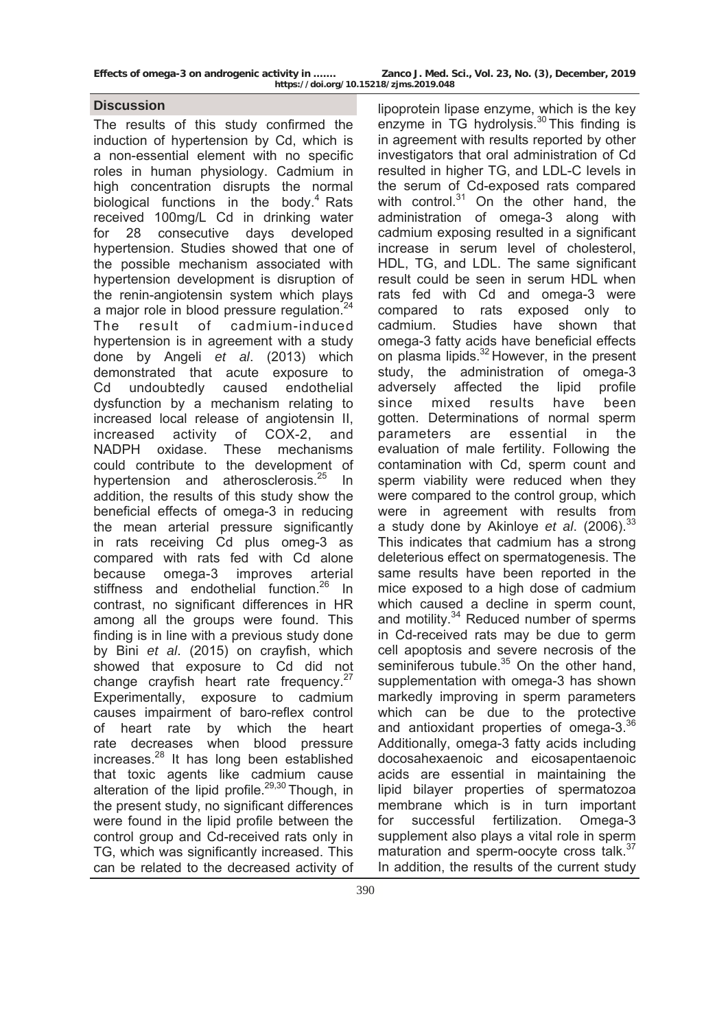## Discussion

The results of this study confirmed the induction of hypertension by Cd, which is a non-essential element with no specific roles in human physiology. Cadmium in high concentration disrupts the normal biological functions in the body.[4] Rats received 100mg/L Cd in drinking water for 28 consecutive days developed hypertension. Studies showed that one of the possible mechanism associated with hypertension development is disruption of the renin-angiotensin system which plays a major role in blood pressure regulation.[24] The result of cadmium-induced hypertension is in agreement with a study done by Angeli *et al*. (2013) which demonstrated that acute exposure to Cd undoubtedly caused endothelial dysfunction by a mechanism relating to increased local release of angiotensin II, increased activity of COX-2, and NADPH oxidase. These mechanisms could contribute to the development of hypertension and atherosclerosis.[25] In addition, the results of this study show the beneficial effects of omega-3 in reducing the mean arterial pressure significantly in rats receiving Cd plus omeg-3 as compared with rats fed with Cd alone because omega-3 improves arterial stiffness and endothelial function.[26] In contrast, no significant differences in HR among all the groups were found. This finding is in line with a previous study done by Bini *et al*. (2015) on crayfish, which showed that exposure to Cd did not change crayfish heart rate frequency.[27] Experimentally, exposure to cadmium causes impairment of baro-reflex control of heart rate by which the heart rate decreases when blood pressure increases.[28] It has long been established that toxic agents like cadmium cause alteration of the lipid profile.[29,30] Though, in the present study, no significant differences were found in the lipid profile between the control group and Cd-received rats only in TG, which was significantly increased. This can be related to the decreased activity of lipoprotein lipase enzyme, which is the key enzyme in TG hydrolysis.[30] This finding is in agreement with results reported by other investigators that oral administration of Cd resulted in higher TG, and LDL-C levels in the serum of Cd-exposed rats compared with control.[31] On the other hand, the administration of omega-3 along with cadmium exposing resulted in a significant increase in serum level of cholesterol, HDL, TG, and LDL. The same significant result could be seen in serum HDL when rats fed with Cd and omega-3 were compared to rats exposed only to cadmium. Studies have shown that omega-3 fatty acids have beneficial effects on plasma lipids.[32] However, in the present study, the administration of omega-3 adversely affected the lipid profile since mixed results have been gotten. Determinations of normal sperm parameters are essential in the evaluation of male fertility. Following the contamination with Cd, sperm count and sperm viability were reduced when they were compared to the control group, which were in agreement with results from a study done by Akinloye *et al*. (2006).[33] This indicates that cadmium has a strong deleterious effect on spermatogenesis. The same results have been reported in the mice exposed to a high dose of cadmium which caused a decline in sperm count, and motility.[34] Reduced number of sperms in Cd-received rats may be due to germ cell apoptosis and severe necrosis of the seminiferous tubule.[35] On the other hand, supplementation with omega-3 has shown markedly improving in sperm parameters which can be due to the protective and antioxidant properties of omega-3.[36] Additionally, omega-3 fatty acids including docosahexaenoic and eicosapentaenoic acids are essential in maintaining the lipid bilayer properties of spermatozoa membrane which is in turn important for successful fertilization. Omega-3 supplement also plays a vital role in sperm maturation and sperm-oocyte cross talk.[37] In addition, the results of the current study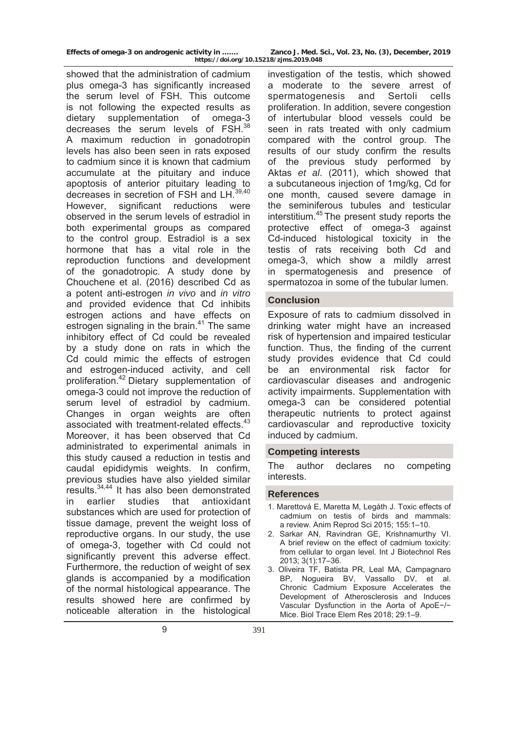showed that the administration of cadmium plus omega-3 has significantly increased the serum level of FSH. This outcome is not following the expected results as dietary supplementation of omega-3 decreases the serum levels of FSH.[38] A maximum reduction in gonadotropin levels has also been seen in rats exposed to cadmium since it is known that cadmium accumulate at the pituitary and induce apoptosis of anterior pituitary leading to decreases in secretion of FSH and LH.[39,40] However, significant reductions were observed in the serum levels of estradiol in both experimental groups as compared to the control group. Estradiol is a sex hormone that has a vital role in the reproduction functions and development of the gonadotropic. A study done by Chouchene et al. (2016) described Cd as a potent anti-estrogen *in vivo* and *in vitro* and provided evidence that Cd inhibits estrogen actions and have effects on estrogen signaling in the brain.[41] The same inhibitory effect of Cd could be revealed by a study done on rats in which the Cd could mimic the effects of estrogen and estrogen-induced activity, and cell proliferation.[42] Dietary supplementation of omega-3 could not improve the reduction of serum level of estradiol by cadmium. Changes in organ weights are often associated with treatment-related effects.[43] Moreover, it has been observed that Cd administrated to experimental animals in this study caused a reduction in testis and caudal epididymis weights. In confirm, previous studies have also yielded similar results.[34,44] It has also been demonstrated in earlier studies that antioxidant substances which are used for protection of tissue damage, prevent the weight loss of reproductive organs. In our study, the use of omega-3, together with Cd could not significantly prevent this adverse effect. Furthermore, the reduction of weight of sex glands is accompanied by a modification of the normal histological appearance. The results showed here are confirmed by noticeable alteration in the histological investigation of the testis, which showed a moderate to the severe arrest of spermatogenesis and Sertoli cells proliferation. In addition, severe congestion of intertubular blood vessels could be seen in rats treated with only cadmium compared with the control group. The results of our study confirm the results of the previous study performed by Aktas *et al*. (2011), which showed that a subcutaneous injection of 1mg/kg, Cd for one month, caused severe damage in the seminiferous tubules and testicular interstitium.[45] The present study reports the protective effect of omega-3 against Cd-induced histological toxicity in the testis of rats receiving both Cd and omega-3, which show a mildly arrest in spermatogenesis and presence of spermatozoa in some of the tubular lumen.

## Conclusion

Exposure of rats to cadmium dissolved in drinking water might have an increased risk of hypertension and impaired testicular function. Thus, the finding of the current study provides evidence that Cd could be an environmental risk factor for cardiovascular diseases and androgenic activity impairments. Supplementation with omega-3 can be considered potential therapeutic nutrients to protect against cardiovascular and reproductive toxicity induced by cadmium.

## Competing interests

The author declares no competing interests.

## References

1. Marettová E, Maretta M, Legáth J. Toxic effects of cadmium on testis of birds and mammals: a review. Anim Reprod Sci 2015; 155:1–10.
2. Sarkar AN, Ravindran GE, Krishnamurthy VI. A brief review on the effect of cadmium toxicity: from cellular to organ level. Int J Biotechnol Res 2013; 3(1):17–36.
3. Oliveira TF, Batista PR, Leal MA, Campagnaro BP, Nogueira BV, Vassallo DV, et al. Chronic Cadmium Exposure Accelerates the Development of Atherosclerosis and Induces Vascular Dysfunction in the Aorta of ApoE−/− Mice. Biol Trace Elem Res 2018; 29:1–9.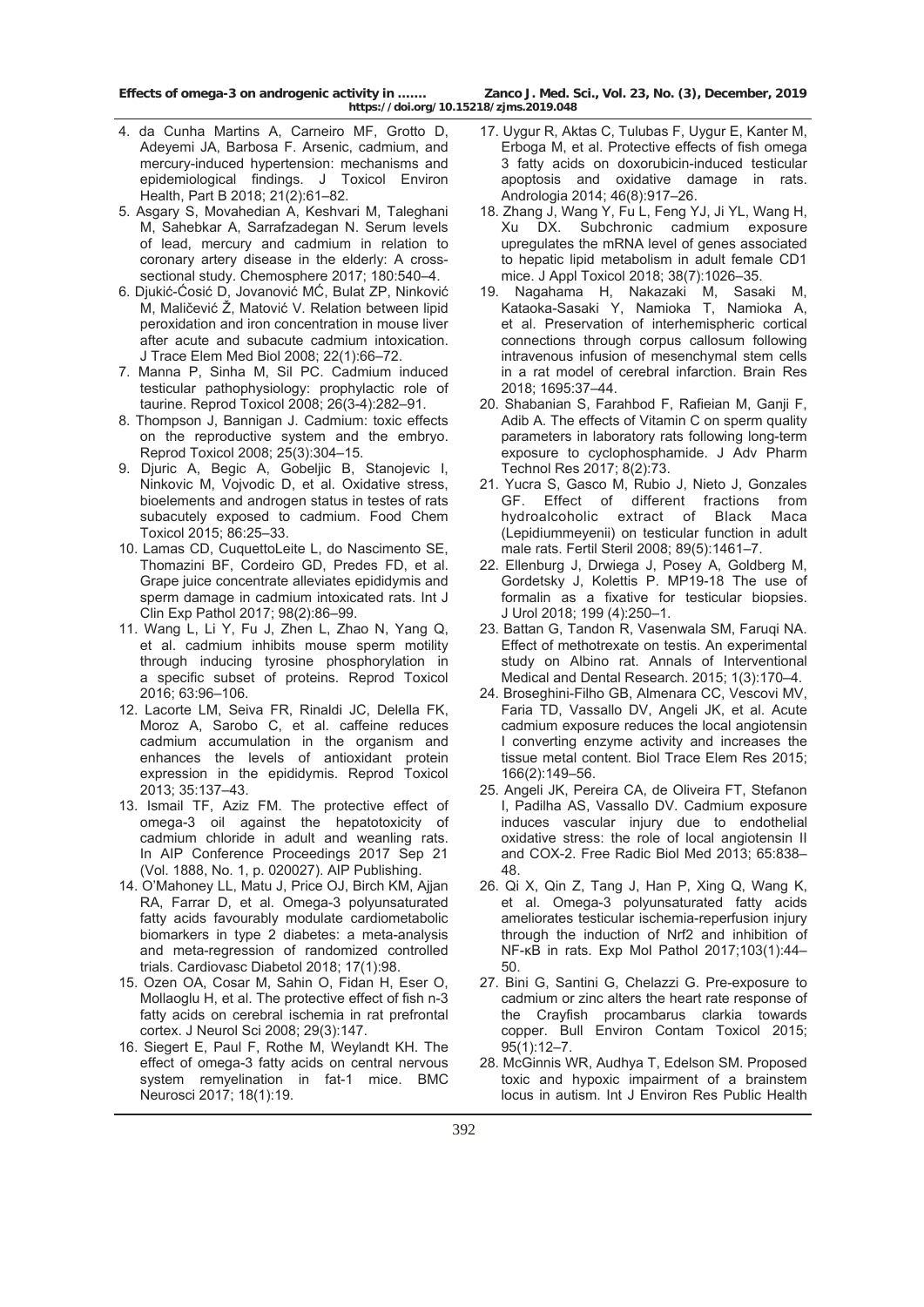4. da Cunha Martins A, Carneiro MF, Grotto D, Adeyemi JA, Barbosa F. Arsenic, cadmium, and mercury-induced hypertension: mechanisms and epidemiological findings. J Toxicol Environ Health, Part B 2018; 21(2):61–82.
5. Asgary S, Movahedian A, Keshvari M, Taleghani M, Sahebkar A, Sarrafzadegan N. Serum levels of lead, mercury and cadmium in relation to coronary artery disease in the elderly: A cross-sectional study. Chemosphere 2017; 180:540–4.
6. Djukić-Ćosić D, Jovanović MĆ, Bulat ZP, Ninković M, Maličević Ž, Matović V. Relation between lipid peroxidation and iron concentration in mouse liver after acute and subacute cadmium intoxication. J Trace Elem Med Biol 2008; 22(1):66–72.
7. Manna P, Sinha M, Sil PC. Cadmium induced testicular pathophysiology: prophylactic role of taurine. Reprod Toxicol 2008; 26(3-4):282–91.
8. Thompson J, Bannigan J. Cadmium: toxic effects on the reproductive system and the embryo. Reprod Toxicol 2008; 25(3):304–15.
9. Djuric A, Begic A, Gobeljic B, Stanojevic I, Ninkovic M, Vojvodic D, et al. Oxidative stress, bioelements and androgen status in testes of rats subacutely exposed to cadmium. Food Chem Toxicol 2015; 86:25–33.
10. Lamas CD, CuquettoLeite L, do Nascimento SE, Thomazini BF, Cordeiro GD, Predes FD, et al. Grape juice concentrate alleviates epididymis and sperm damage in cadmium intoxicated rats. Int J Clin Exp Pathol 2017; 98(2):86–99.
11. Wang L, Li Y, Fu J, Zhen L, Zhao N, Yang Q, et al. cadmium inhibits mouse sperm motility through inducing tyrosine phosphorylation in a specific subset of proteins. Reprod Toxicol 2016; 63:96–106.
12. Lacorte LM, Seiva FR, Rinaldi JC, Delella FK, Moroz A, Sarobo C, et al. caffeine reduces cadmium accumulation in the organism and enhances the levels of antioxidant protein expression in the epididymis. Reprod Toxicol 2013; 35:137–43.
13. Ismail TF, Aziz FM. The protective effect of omega-3 oil against the hepatotoxicity of cadmium chloride in adult and weanling rats. In AIP Conference Proceedings 2017 Sep 21 (Vol. 1888, No. 1, p. 020027). AIP Publishing.
14. O'Mahoney LL, Matu J, Price OJ, Birch KM, Ajjan RA, Farrar D, et al. Omega-3 polyunsaturated fatty acids favourably modulate cardiometabolic biomarkers in type 2 diabetes: a meta-analysis and meta-regression of randomized controlled trials. Cardiovasc Diabetol 2018; 17(1):98.
15. Ozen OA, Cosar M, Sahin O, Fidan H, Eser O, Mollaoglu H, et al. The protective effect of fish n-3 fatty acids on cerebral ischemia in rat prefrontal cortex. J Neurol Sci 2008; 29(3):147.
16. Siegert E, Paul F, Rothe M, Weylandt KH. The effect of omega-3 fatty acids on central nervous system remyelination in fat-1 mice. BMC Neurosci 2017; 18(1):19.
17. Uygur R, Aktas C, Tulubas F, Uygur E, Kanter M, Erboga M, et al. Protective effects of fish omega 3 fatty acids on doxorubicin-induced testicular apoptosis and oxidative damage in rats. Andrologia 2014; 46(8):917–26.
18. Zhang J, Wang Y, Fu L, Feng YJ, Ji YL, Wang H, Xu DX. Subchronic cadmium exposure upregulates the mRNA level of genes associated to hepatic lipid metabolism in adult female CD1 mice. J Appl Toxicol 2018; 38(7):1026–35.
19. Nagahama H, Nakazaki M, Sasaki M, Kataoka-Sasaki Y, Namioka T, Namioka A, et al. Preservation of interhemispheric cortical connections through corpus callosum following intravenous infusion of mesenchymal stem cells in a rat model of cerebral infarction. Brain Res 2018; 1695:37–44.
20. Shabanian S, Farahbod F, Rafieian M, Ganji F, Adib A. The effects of Vitamin C on sperm quality parameters in laboratory rats following long-term exposure to cyclophosphamide. J Adv Pharm Technol Res 2017; 8(2):73.
21. Yucra S, Gasco M, Rubio J, Nieto J, Gonzales GF. Effect of different fractions from hydroalcoholic extract of Black Maca (Lepidiummeyenii) on testicular function in adult male rats. Fertil Steril 2008; 89(5):1461–7.
22. Ellenburg J, Drwiega J, Posey A, Goldberg M, Gordetsky J, Kolettis P. MP19-18 The use of formalin as a fixative for testicular biopsies. J Urol 2018; 199 (4):250–1.
23. Battan G, Tandon R, Vasenwala SM, Faruqi NA. Effect of methotrexate on testis. An experimental study on Albino rat. Annals of Interventional Medical and Dental Research. 2015; 1(3):170–4.
24. Broseghini-Filho GB, Almenara CC, Vescovi MV, Faria TD, Vassallo DV, Angeli JK, et al. Acute cadmium exposure reduces the local angiotensin I converting enzyme activity and increases the tissue metal content. Biol Trace Elem Res 2015; 166(2):149–56.
25. Angeli JK, Pereira CA, de Oliveira FT, Stefanon I, Padilha AS, Vassallo DV. Cadmium exposure induces vascular injury due to endothelial oxidative stress: the role of local angiotensin II and COX-2. Free Radic Biol Med 2013; 65:838–48.
26. Qi X, Qin Z, Tang J, Han P, Xing Q, Wang K, et al. Omega-3 polyunsaturated fatty acids ameliorates testicular ischemia-reperfusion injury through the induction of Nrf2 and inhibition of NF-κB in rats. Exp Mol Pathol 2017;103(1):44–50.
27. Bini G, Santini G, Chelazzi G. Pre-exposure to cadmium or zinc alters the heart rate response of the Crayfish procambarus clarkia towards copper. Bull Environ Contam Toxicol 2015; 95(1):12–7.
28. McGinnis WR, Audhya T, Edelson SM. Proposed toxic and hypoxic impairment of a brainstem locus in autism. Int J Environ Res Public Health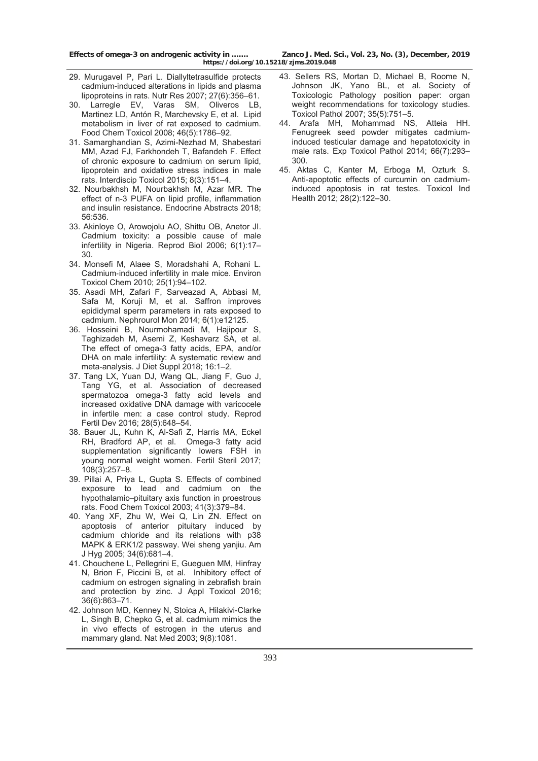29. Murugavel P, Pari L. Diallyltetrasulfide protects cadmium-induced alterations in lipids and plasma lipoproteins in rats. Nutr Res 2007; 27(6):356–61.
30. Larregle EV, Varas SM, Oliveros LB, Martinez LD, Antón R, Marchevsky E, et al. Lipid metabolism in liver of rat exposed to cadmium. Food Chem Toxicol 2008; 46(5):1786–92.
31. Samarghandian S, Azimi-Nezhad M, Shabestari MM, Azad FJ, Farkhondeh T, Bafandeh F. Effect of chronic exposure to cadmium on serum lipid, lipoprotein and oxidative stress indices in male rats. Interdiscip Toxicol 2015; 8(3):151–4.
32. Nourbakhsh M, Nourbakhsh M, Azar MR. The effect of n-3 PUFA on lipid profile, inflammation and insulin resistance. Endocrine Abstracts 2018; 56:536.
33. Akinloye O, Arowojolu AO, Shittu OB, Anetor JI. Cadmium toxicity: a possible cause of male infertility in Nigeria. Reprod Biol 2006; 6(1):17–30.
34. Monsefi M, Alaee S, Moradshahi A, Rohani L. Cadmium-induced infertility in male mice. Environ Toxicol Chem 2010; 25(1):94–102.
35. Asadi MH, Zafari F, Sarveazad A, Abbasi M, Safa M, Koruji M, et al. Saffron improves epididymal sperm parameters in rats exposed to cadmium. Nephrourol Mon 2014; 6(1):e12125.
36. Hosseini B, Nourmohamadi M, Hajipour S, Taghizadeh M, Asemi Z, Keshavarz SA, et al. The effect of omega-3 fatty acids, EPA, and/or DHA on male infertility: A systematic review and meta-analysis. J Diet Suppl 2018; 16:1–2.
37. Tang LX, Yuan DJ, Wang QL, Jiang F, Guo J, Tang YG, et al. Association of decreased spermatozoa omega-3 fatty acid levels and increased oxidative DNA damage with varicocele in infertile men: a case control study. Reprod Fertil Dev 2016; 28(5):648–54.
38. Bauer JL, Kuhn K, Al-Safi Z, Harris MA, Eckel RH, Bradford AP, et al. Omega-3 fatty acid supplementation significantly lowers FSH in young normal weight women. Fertil Steril 2017; 108(3):257–8.
39. Pillai A, Priya L, Gupta S. Effects of combined exposure to lead and cadmium on the hypothalamic–pituitary axis function in proestrous rats. Food Chem Toxicol 2003; 41(3):379–84.
40. Yang XF, Zhu W, Wei Q, Lin ZN. Effect on apoptosis of anterior pituitary induced by cadmium chloride and its relations with p38 MAPK & ERK1/2 passway. Wei sheng yanjiu. Am J Hyg 2005; 34(6):681–4.
41. Chouchene L, Pellegrini E, Gueguen MM, Hinfray N, Brion F, Piccini B, et al. Inhibitory effect of cadmium on estrogen signaling in zebrafish brain and protection by zinc. J Appl Toxicol 2016; 36(6):863–71.
42. Johnson MD, Kenney N, Stoica A, Hilakivi-Clarke L, Singh B, Chepko G, et al. cadmium mimics the in vivo effects of estrogen in the uterus and mammary gland. Nat Med 2003; 9(8):1081.
43. Sellers RS, Mortan D, Michael B, Roome N, Johnson JK, Yano BL, et al. Society of Toxicologic Pathology position paper: organ weight recommendations for toxicology studies. Toxicol Pathol 2007; 35(5):751–5.
44. Arafa MH, Mohammad NS, Atteia HH. Fenugreek seed powder mitigates cadmium-induced testicular damage and hepatotoxicity in male rats. Exp Toxicol Pathol 2014; 66(7):293–300.
45. Aktas C, Kanter M, Erboga M, Ozturk S. Anti-apoptotic effects of curcumin on cadmium-induced apoptosis in rat testes. Toxicol Ind Health 2012; 28(2):122–30.